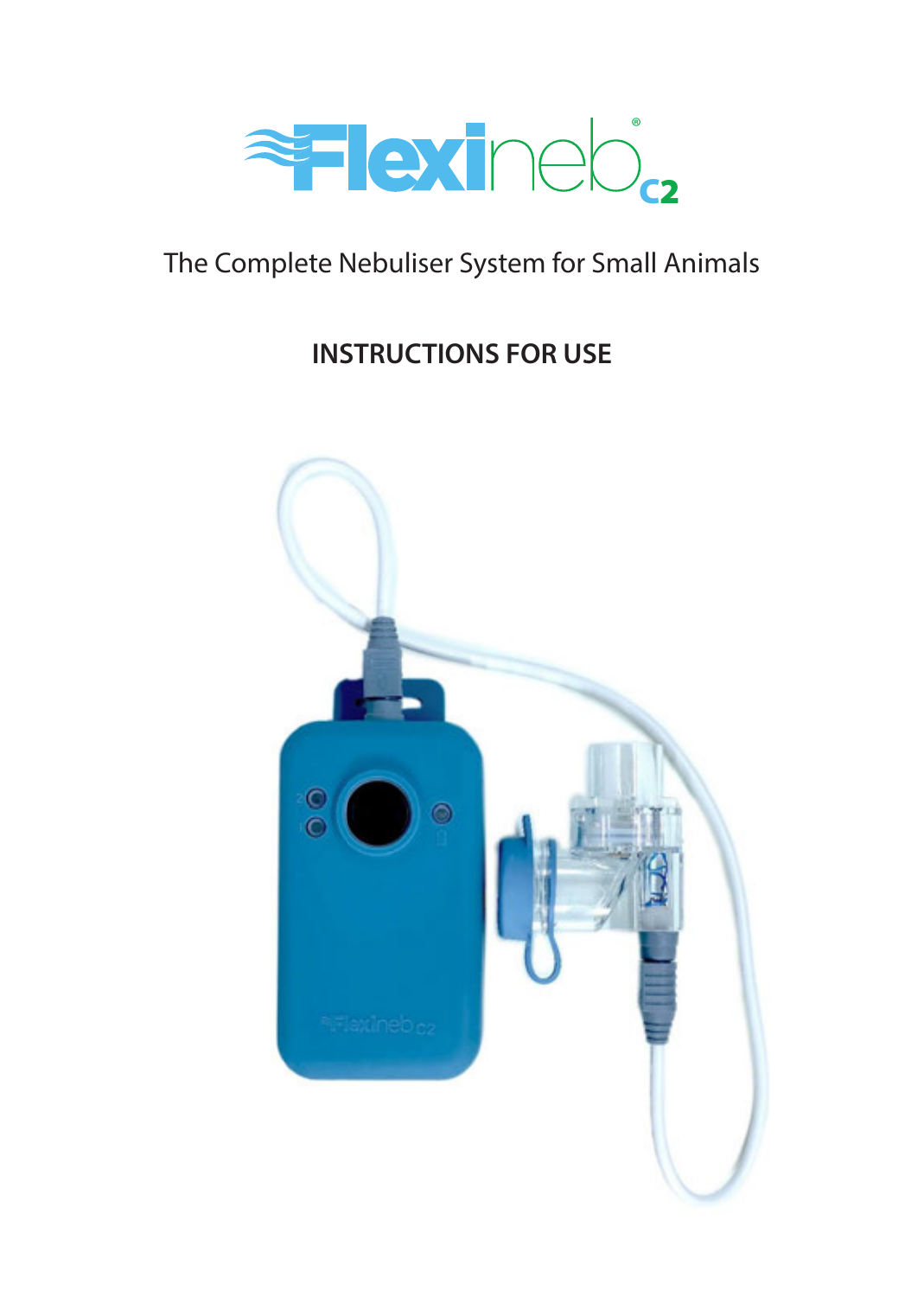# Flexineb® c2

The Complete Nebuliser System for Small Animals

## INSTRUCTIONS FOR USE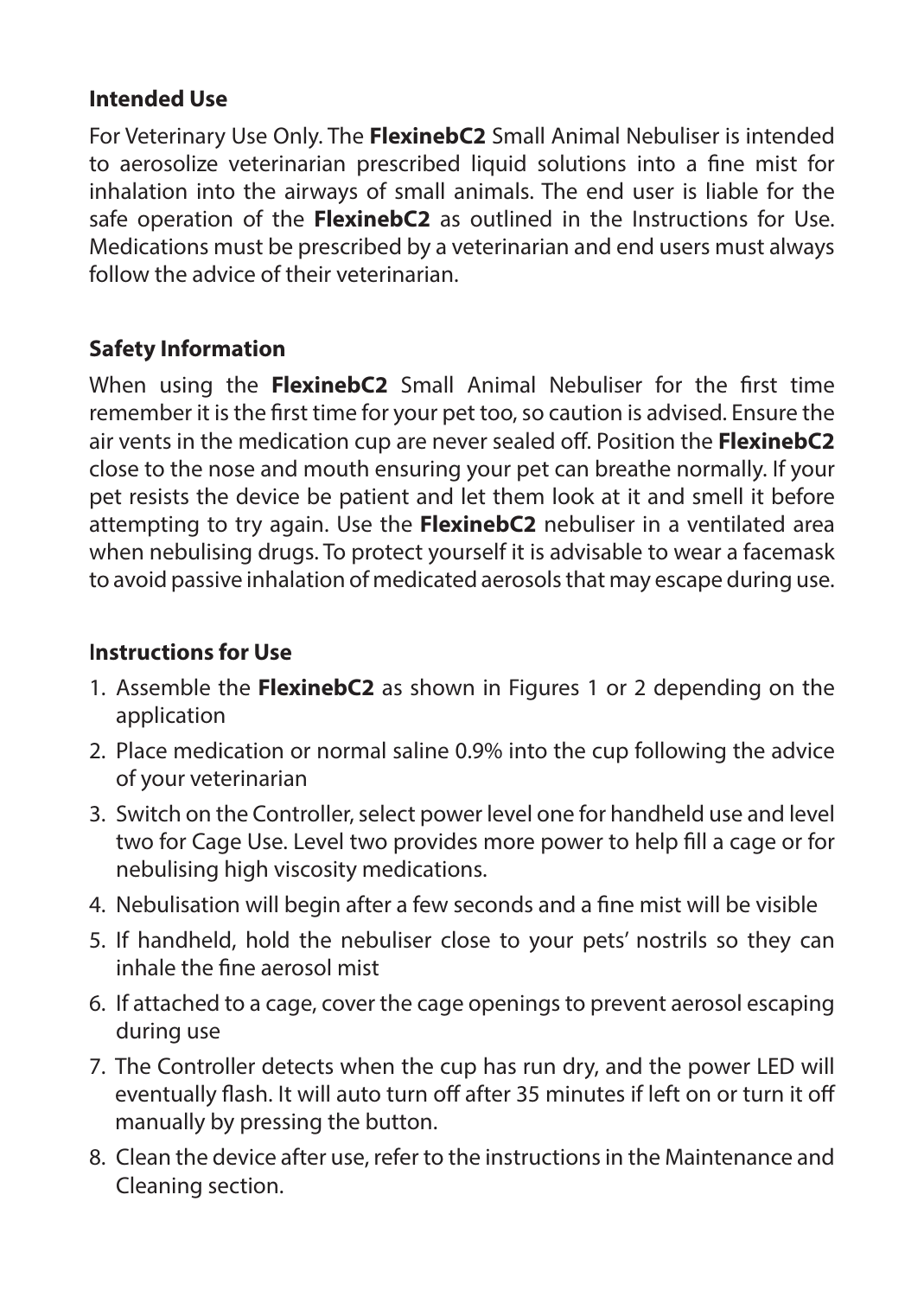## Intended Use

For Veterinary Use Only. The **FlexinebC2** Small Animal Nebuliser is intended to aerosolize veterinarian prescribed liquid solutions into a fine mist for inhalation into the airways of small animals. The end user is liable for the safe operation of the **FlexinebC2** as outlined in the Instructions for Use. Medications must be prescribed by a veterinarian and end users must always follow the advice of their veterinarian.

## Safety Information

When using the **FlexinebC2** Small Animal Nebuliser for the first time remember it is the first time for your pet too, so caution is advised. Ensure the air vents in the medication cup are never sealed off. Position the **FlexinebC2** close to the nose and mouth ensuring your pet can breathe normally. If your pet resists the device be patient and let them look at it and smell it before attempting to try again. Use the **FlexinebC2** nebuliser in a ventilated area when nebulising drugs. To protect yourself it is advisable to wear a facemask to avoid passive inhalation of medicated aerosols that may escape during use.

## Instructions for Use

1. Assemble the **FlexinebC2** as shown in Figures 1 or 2 depending on the application
2. Place medication or normal saline 0.9% into the cup following the advice of your veterinarian
3. Switch on the Controller, select power level one for handheld use and level two for Cage Use. Level two provides more power to help fill a cage or for nebulising high viscosity medications.
4. Nebulisation will begin after a few seconds and a fine mist will be visible
5. If handheld, hold the nebuliser close to your pets' nostrils so they can inhale the fine aerosol mist
6. If attached to a cage, cover the cage openings to prevent aerosol escaping during use
7. The Controller detects when the cup has run dry, and the power LED will eventually flash. It will auto turn off after 35 minutes if left on or turn it off manually by pressing the button.
8. Clean the device after use, refer to the instructions in the Maintenance and Cleaning section.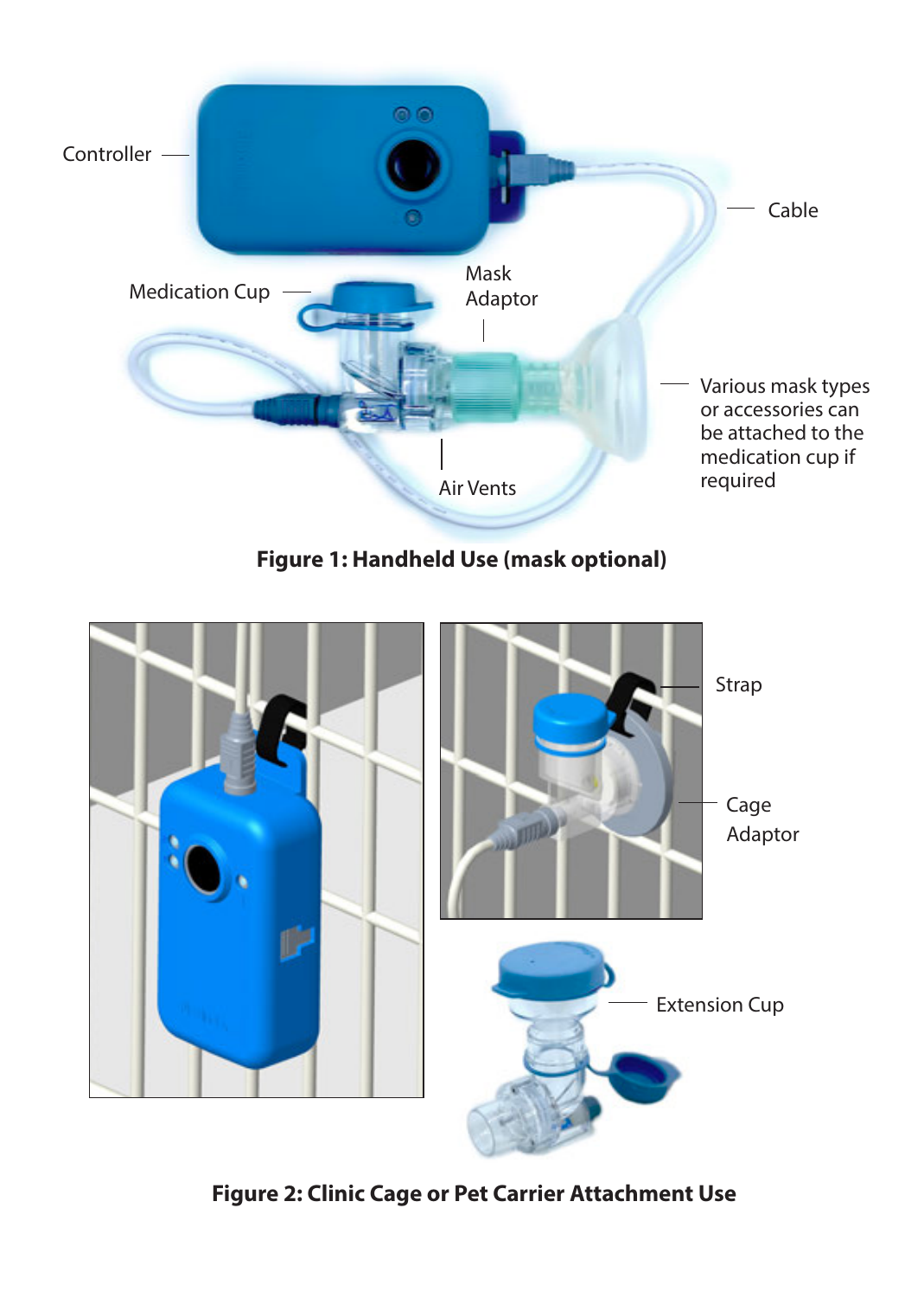Controller

Cable

Medication Cup

Mask Adaptor

Various mask types or accessories can be attached to the medication cup if required

Air Vents

**Figure 1: Handheld Use (mask optional)**

Strap

Cage Adaptor

Extension Cup

**Figure 2: Clinic Cage or Pet Carrier Attachment Use**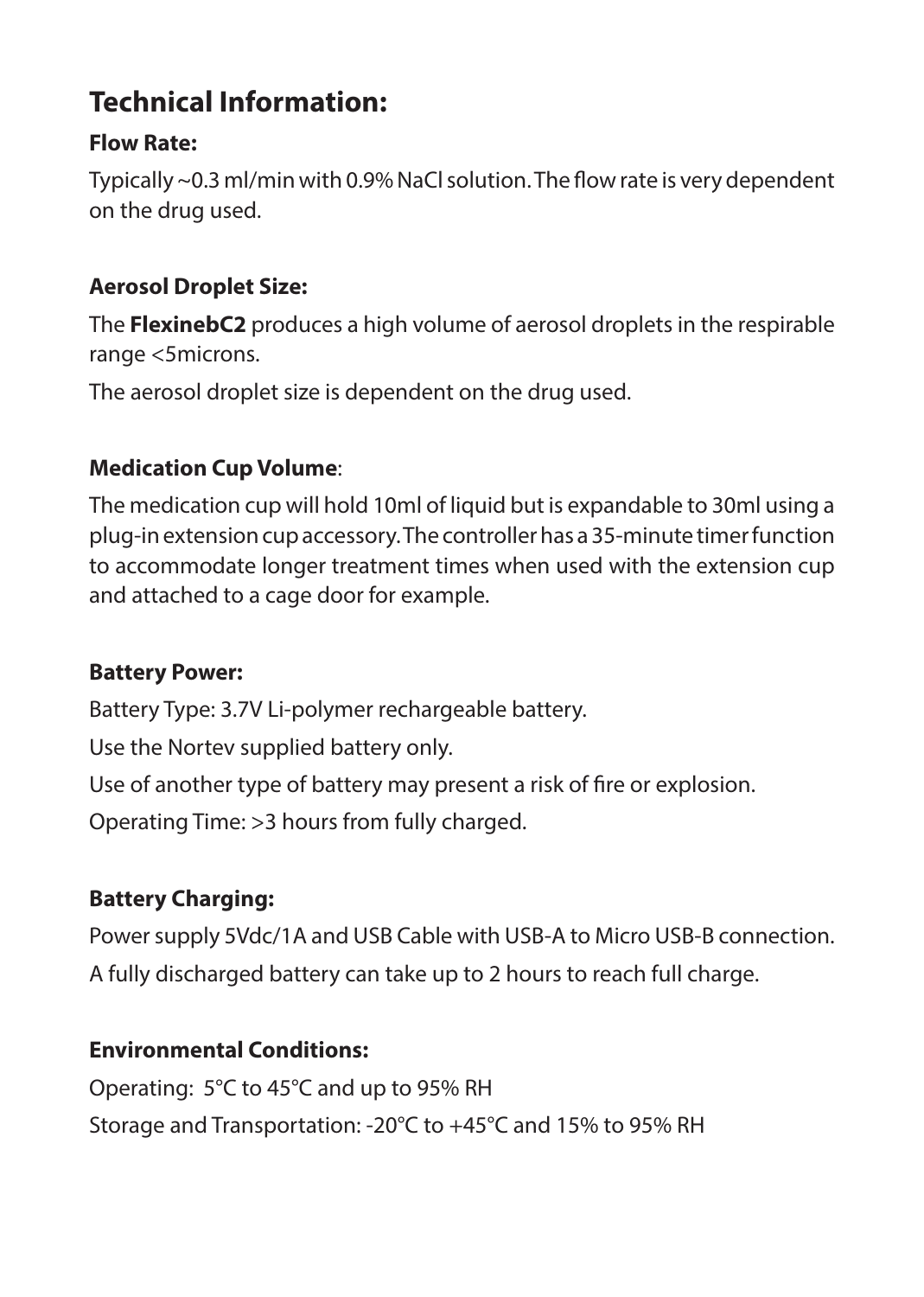## Technical Information:

**Flow Rate:**

Typically ~0.3 ml/min with 0.9% NaCl solution. The flow rate is very dependent on the drug used.

**Aerosol Droplet Size:**

The **FlexinebC2** produces a high volume of aerosol droplets in the respirable range <5microns.

The aerosol droplet size is dependent on the drug used.

**Medication Cup Volume**:

The medication cup will hold 10ml of liquid but is expandable to 30ml using a plug-in extension cup accessory. The controller has a 35-minute timer function to accommodate longer treatment times when used with the extension cup and attached to a cage door for example.

**Battery Power:**

Battery Type: 3.7V Li-polymer rechargeable battery.

Use the Nortev supplied battery only.

Use of another type of battery may present a risk of fire or explosion.

Operating Time: >3 hours from fully charged.

**Battery Charging:**

Power supply 5Vdc/1A and USB Cable with USB-A to Micro USB-B connection.

A fully discharged battery can take up to 2 hours to reach full charge.

**Environmental Conditions:**

Operating: 5°C to 45°C and up to 95% RH

Storage and Transportation: -20°C to +45°C and 15% to 95% RH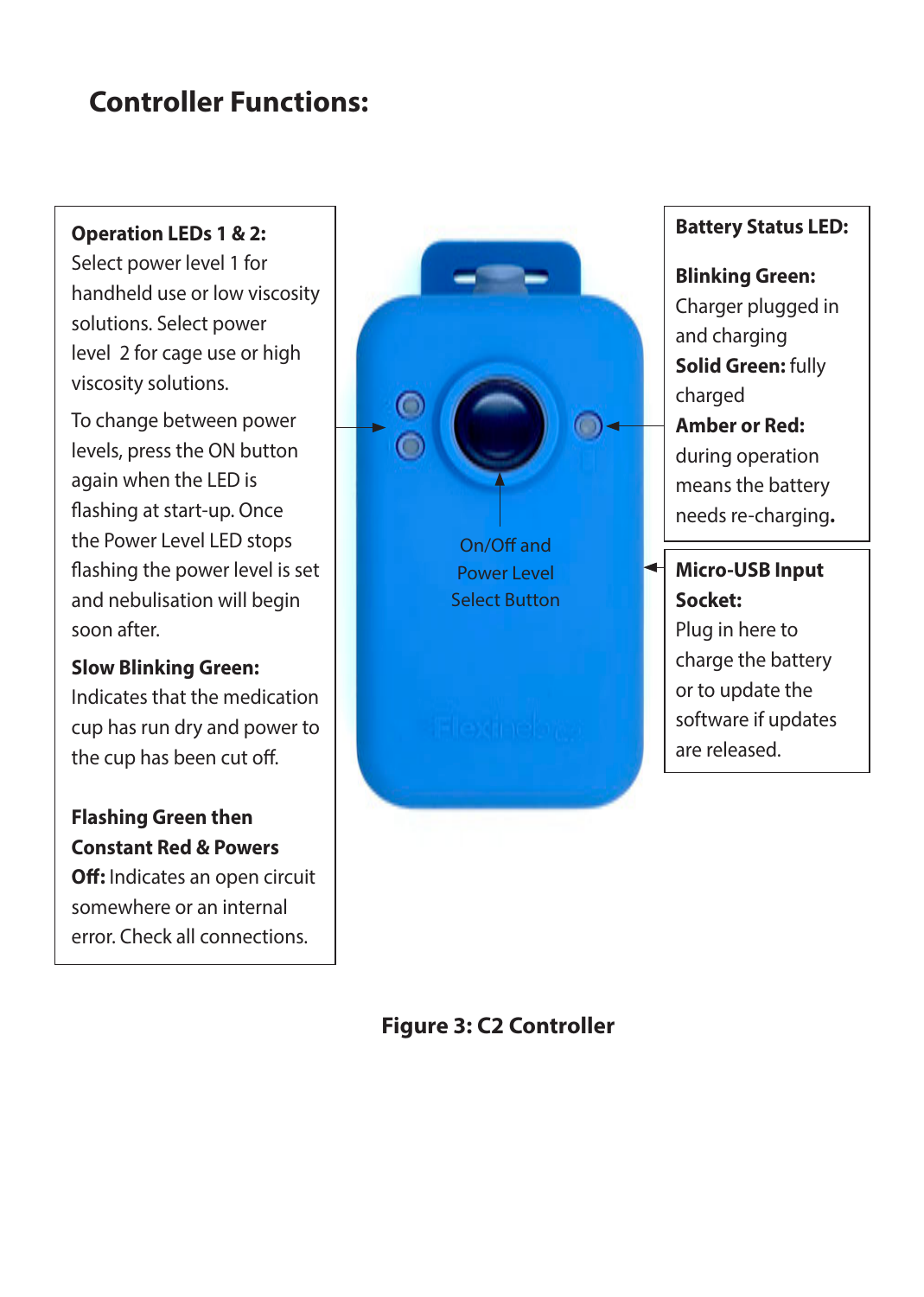# Controller Functions:

**Operation LEDs 1 & 2:** Select power level 1 for handheld use or low viscosity solutions. Select power level 2 for cage use or high viscosity solutions.

To change between power levels, press the ON button again when the LED is flashing at start-up. Once the Power Level LED stops flashing the power level is set and nebulisation will begin soon after.

**Slow Blinking Green:** Indicates that the medication cup has run dry and power to the cup has been cut off.

**Flashing Green then Constant Red & Powers Off:** Indicates an open circuit somewhere or an internal error. Check all connections.

On/Off and Power Level Select Button

**Battery Status LED:**

**Blinking Green:** Charger plugged in and charging

**Solid Green:** fully charged

**Amber or Red:** during operation means the battery needs re-charging**.**

**Micro-USB Input Socket:** Plug in here to charge the battery or to update the software if updates are released.

**Figure 3: C2 Controller**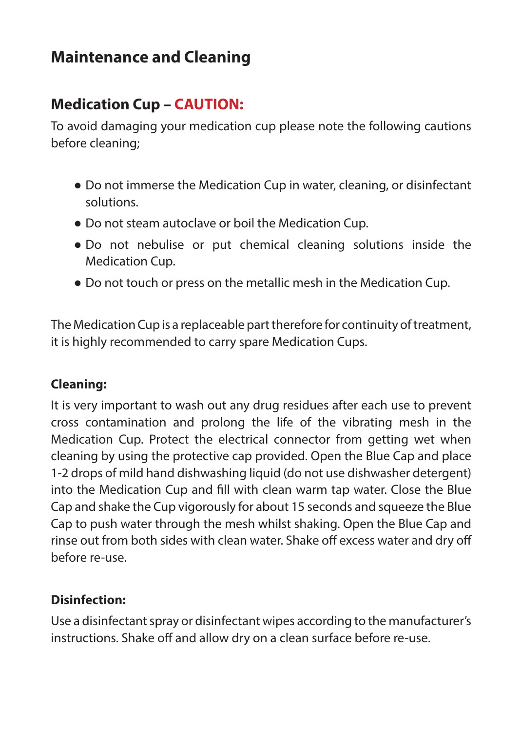# Maintenance and Cleaning

## Medication Cup – CAUTION:

To avoid damaging your medication cup please note the following cautions before cleaning;

- Do not immerse the Medication Cup in water, cleaning, or disinfectant solutions.
- Do not steam autoclave or boil the Medication Cup.
- Do not nebulise or put chemical cleaning solutions inside the Medication Cup.
- Do not touch or press on the metallic mesh in the Medication Cup.

The Medication Cup is a replaceable part therefore for continuity of treatment, it is highly recommended to carry spare Medication Cups.

**Cleaning:**

It is very important to wash out any drug residues after each use to prevent cross contamination and prolong the life of the vibrating mesh in the Medication Cup. Protect the electrical connector from getting wet when cleaning by using the protective cap provided. Open the Blue Cap and place 1-2 drops of mild hand dishwashing liquid (do not use dishwasher detergent) into the Medication Cup and fill with clean warm tap water. Close the Blue Cap and shake the Cup vigorously for about 15 seconds and squeeze the Blue Cap to push water through the mesh whilst shaking. Open the Blue Cap and rinse out from both sides with clean water. Shake off excess water and dry off before re-use.

**Disinfection:**

Use a disinfectant spray or disinfectant wipes according to the manufacturer's instructions. Shake off and allow dry on a clean surface before re-use.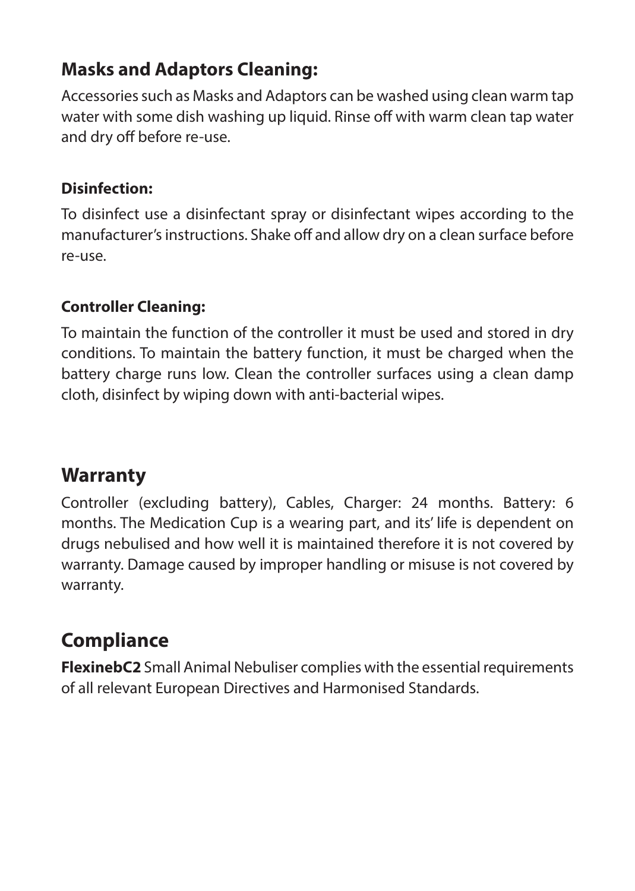## Masks and Adaptors Cleaning:

Accessories such as Masks and Adaptors can be washed using clean warm tap water with some dish washing up liquid. Rinse off with warm clean tap water and dry off before re-use.

### Disinfection:

To disinfect use a disinfectant spray or disinfectant wipes according to the manufacturer's instructions. Shake off and allow dry on a clean surface before re-use.

### Controller Cleaning:

To maintain the function of the controller it must be used and stored in dry conditions. To maintain the battery function, it must be charged when the battery charge runs low. Clean the controller surfaces using a clean damp cloth, disinfect by wiping down with anti-bacterial wipes.

## Warranty

Controller (excluding battery), Cables, Charger: 24 months. Battery: 6 months. The Medication Cup is a wearing part, and its' life is dependent on drugs nebulised and how well it is maintained therefore it is not covered by warranty. Damage caused by improper handling or misuse is not covered by warranty.

## Compliance

**FlexinebC2** Small Animal Nebuliser complies with the essential requirements of all relevant European Directives and Harmonised Standards.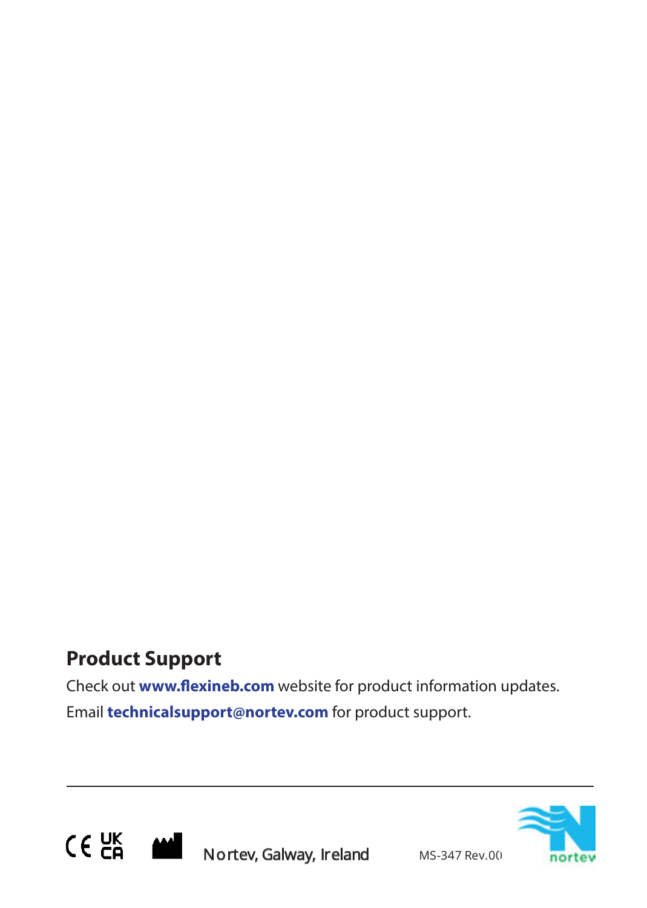## Product Support

Check out **www.flexineb.com** website for product information updates.

Email **technicalsupport@nortev.com** for product support.

---

CE UK CA    Nortev, Galway, Ireland    MS-347 Rev.00    nortev